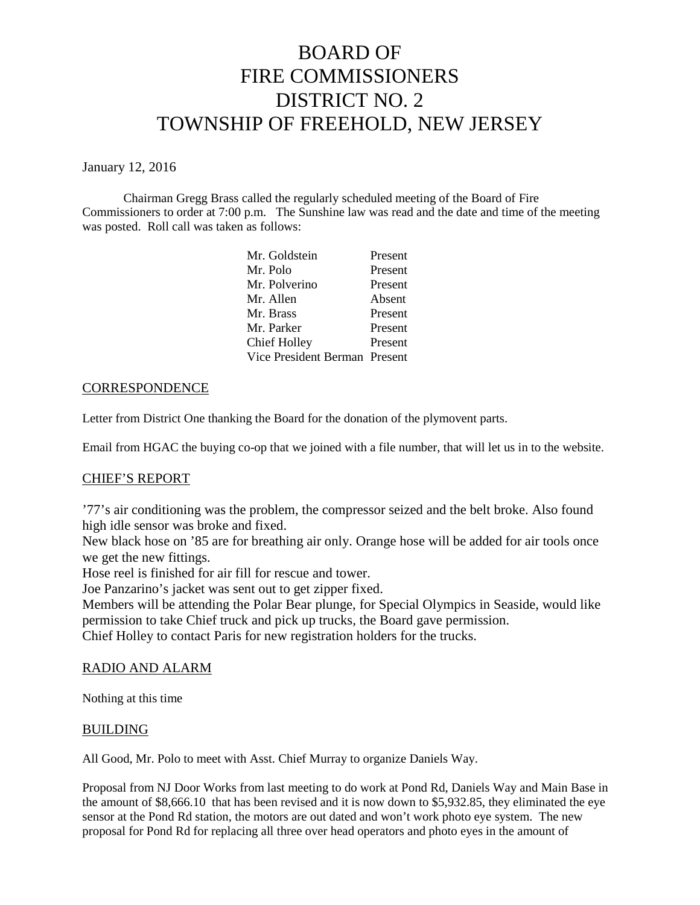# BOARD OF FIRE COMMISSIONERS DISTRICT NO. 2 TOWNSHIP OF FREEHOLD, NEW JERSEY

January 12, 2016

Chairman Gregg Brass called the regularly scheduled meeting of the Board of Fire Commissioners to order at 7:00 p.m. The Sunshine law was read and the date and time of the meeting was posted. Roll call was taken as follows:

| | |
|---|---|
| Mr. Goldstein | Present |
| Mr. Polo | Present |
| Mr. Polverino | Present |
| Mr. Allen | Absent |
| Mr. Brass | Present |
| Mr. Parker | Present |
| Chief Holley | Present |
| Vice President Berman | Present |

## CORRESPONDENCE

Letter from District One thanking the Board for the donation of the plymovent parts.

Email from HGAC the buying co-op that we joined with a file number, that will let us in to the website.

## CHIEF'S REPORT

'77's air conditioning was the problem, the compressor seized and the belt broke. Also found high idle sensor was broke and fixed.
New black hose on '85 are for breathing air only. Orange hose will be added for air tools once we get the new fittings.
Hose reel is finished for air fill for rescue and tower.
Joe Panzarino's jacket was sent out to get zipper fixed.
Members will be attending the Polar Bear plunge, for Special Olympics in Seaside, would like permission to take Chief truck and pick up trucks, the Board gave permission.
Chief Holley to contact Paris for new registration holders for the trucks.

## RADIO AND ALARM

Nothing at this time

## BUILDING

All Good, Mr. Polo to meet with Asst. Chief Murray to organize Daniels Way.

Proposal from NJ Door Works from last meeting to do work at Pond Rd, Daniels Way and Main Base in the amount of $8,666.10 that has been revised and it is now down to $5,932.85, they eliminated the eye sensor at the Pond Rd station, the motors are out dated and won't work photo eye system. The new proposal for Pond Rd for replacing all three over head operators and photo eyes in the amount of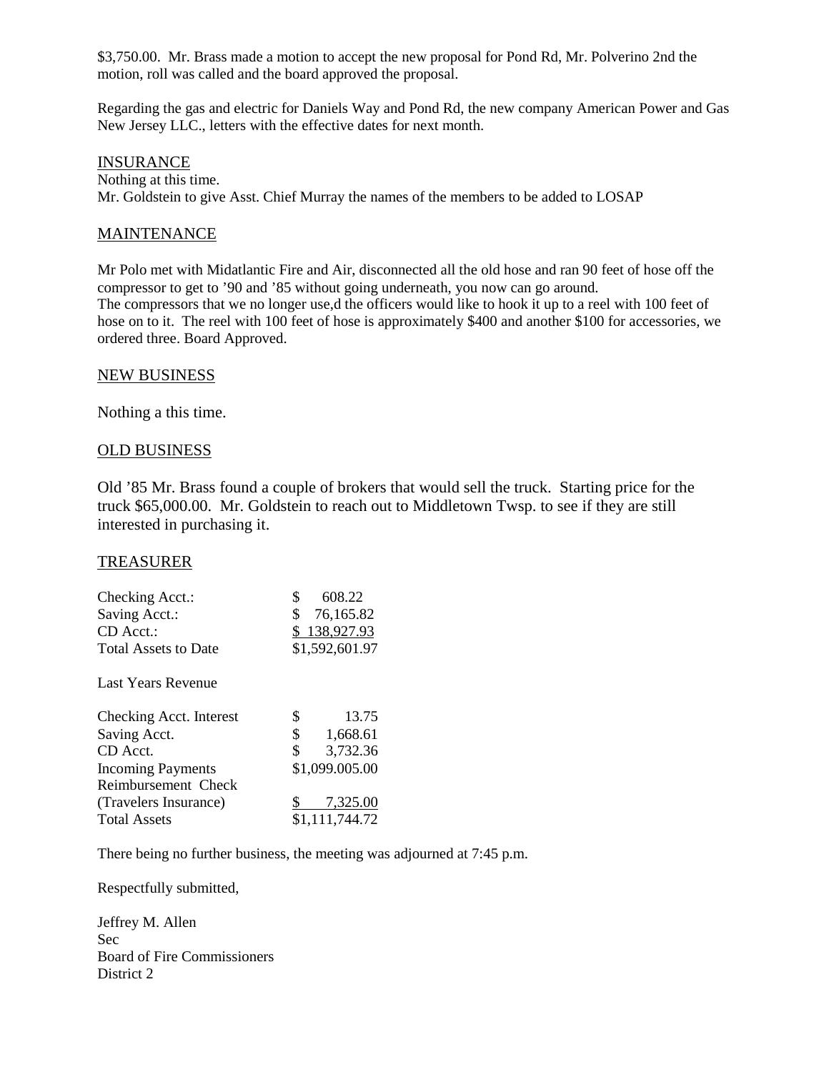$3,750.00. Mr. Brass made a motion to accept the new proposal for Pond Rd, Mr. Polverino 2nd the motion, roll was called and the board approved the proposal.

Regarding the gas and electric for Daniels Way and Pond Rd, the new company American Power and Gas New Jersey LLC., letters with the effective dates for next month.

<u>INSURANCE</u>

Nothing at this time.
Mr. Goldstein to give Asst. Chief Murray the names of the members to be added to LOSAP

<u>MAINTENANCE</u>

Mr Polo met with Midatlantic Fire and Air, disconnected all the old hose and ran 90 feet of hose off the compressor to get to '90 and '85 without going underneath, you now can go around.
The compressors that we no longer use,d the officers would like to hook it up to a reel with 100 feet of hose on to it. The reel with 100 feet of hose is approximately $400 and another $100 for accessories, we ordered three. Board Approved.

<u>NEW BUSINESS</u>

Nothing a this time.

<u>OLD BUSINESS</u>

Old '85 Mr. Brass found a couple of brokers that would sell the truck. Starting price for the truck $65,000.00. Mr. Goldstein to reach out to Middletown Twsp. to see if they are still interested in purchasing it.

<u>TREASURER</u>

| | |
|---|---|
| Checking Acct.: | $ 608.22 |
| Saving Acct.: | $ 76,165.82 |
| CD Acct.: | $ 138,927.93 |
| Total Assets to Date | $1,592,601.97 |

Last Years Revenue

| | |
|---|---|
| Checking Acct. Interest | $ 13.75 |
| Saving Acct. | $ 1,668.61 |
| CD Acct. | $ 3,732.36 |
| Incoming Payments | $1,099.005.00 |
| Reimbursement Check (Travelers Insurance) | $ 7,325.00 |
| Total Assets | $1,111,744.72 |

There being no further business, the meeting was adjourned at 7:45 p.m.

Respectfully submitted,

Jeffrey M. Allen
Sec
Board of Fire Commissioners
District 2